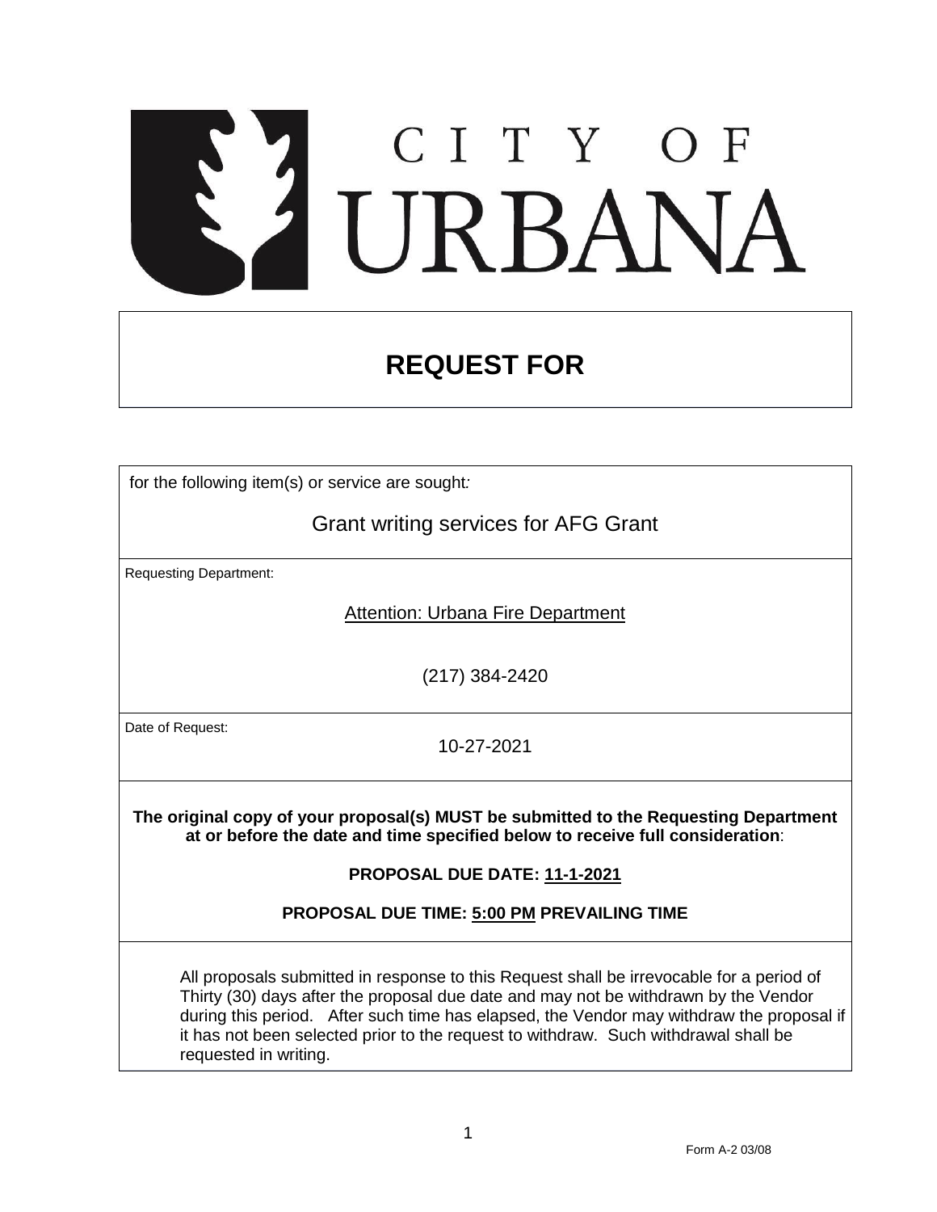# CITY OF URBANA

## REQUEST FOR

for the following item(s) or service are sought*:*

Grant writing services for AFG Grant

Requesting Department:

Attention: Urbana Fire Department

(217) 384-2420

Date of Request:

10-27-2021

**The original copy of your proposal(s) MUST be submitted to the Requesting Department at or before the date and time specified below to receive full consideration**:

**PROPOSAL DUE DATE: 11-1-2021**

**PROPOSAL DUE TIME: 5:00 PM PREVAILING TIME**

All proposals submitted in response to this Request shall be irrevocable for a period of Thirty (30) days after the proposal due date and may not be withdrawn by the Vendor during this period. After such time has elapsed, the Vendor may withdraw the proposal if it has not been selected prior to the request to withdraw. Such withdrawal shall be requested in writing.

Form A-2 03/08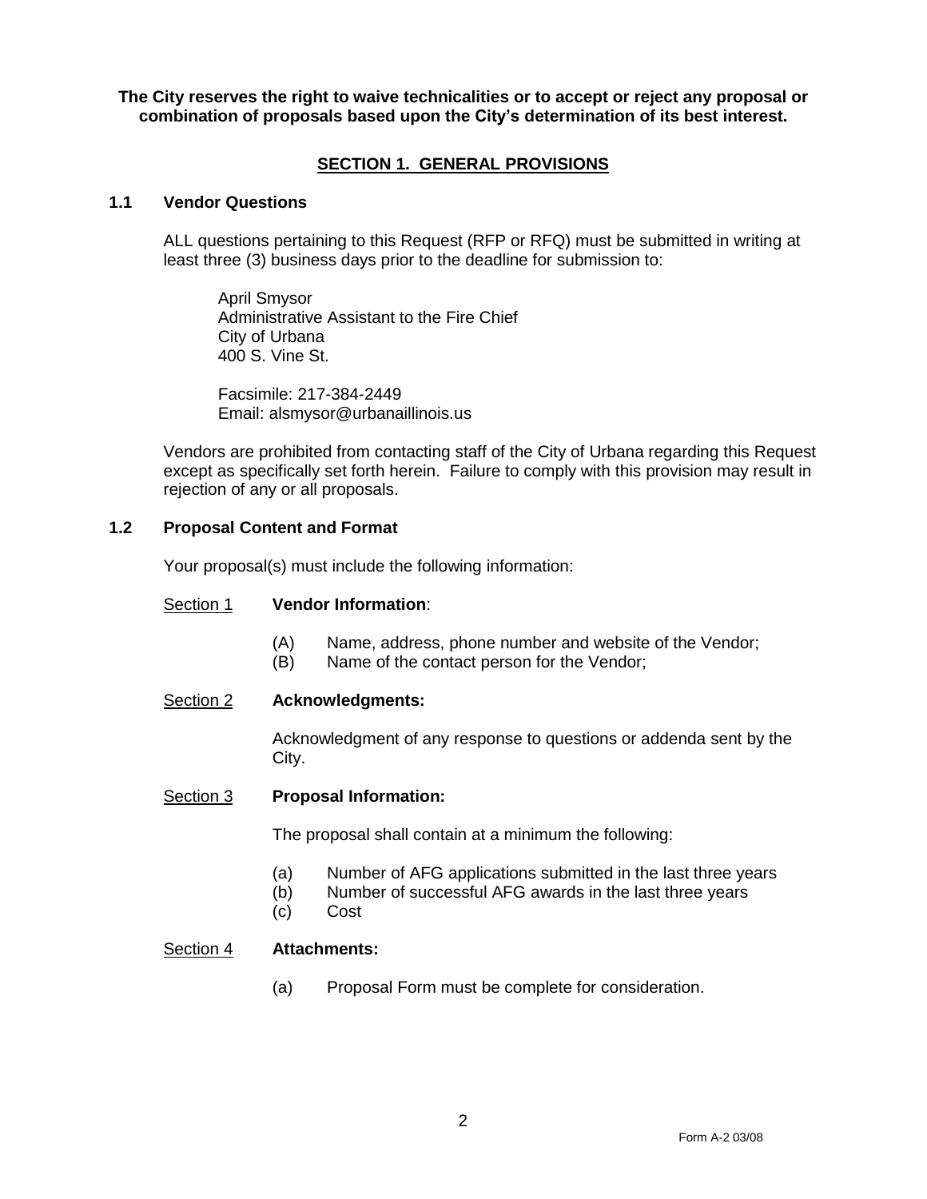**The City reserves the right to waive technicalities or to accept or reject any proposal or combination of proposals based upon the City's determination of its best interest.**

## SECTION 1. GENERAL PROVISIONS

### 1.1 Vendor Questions

ALL questions pertaining to this Request (RFP or RFQ) must be submitted in writing at least three (3) business days prior to the deadline for submission to:

April Smysor
Administrative Assistant to the Fire Chief
City of Urbana
400 S. Vine St.

Facsimile: 217-384-2449
Email: alsmysor@urbanaillinois.us

Vendors are prohibited from contacting staff of the City of Urbana regarding this Request except as specifically set forth herein. Failure to comply with this provision may result in rejection of any or all proposals.

### 1.2 Proposal Content and Format

Your proposal(s) must include the following information:

Section 1 **Vendor Information**:

- (A) Name, address, phone number and website of the Vendor;
- (B) Name of the contact person for the Vendor;

Section 2 **Acknowledgments:**

Acknowledgment of any response to questions or addenda sent by the City.

Section 3 **Proposal Information:**

The proposal shall contain at a minimum the following:

- (a) Number of AFG applications submitted in the last three years
- (b) Number of successful AFG awards in the last three years
- (c) Cost

Section 4 **Attachments:**

- (a) Proposal Form must be complete for consideration.

Form A-2 03/08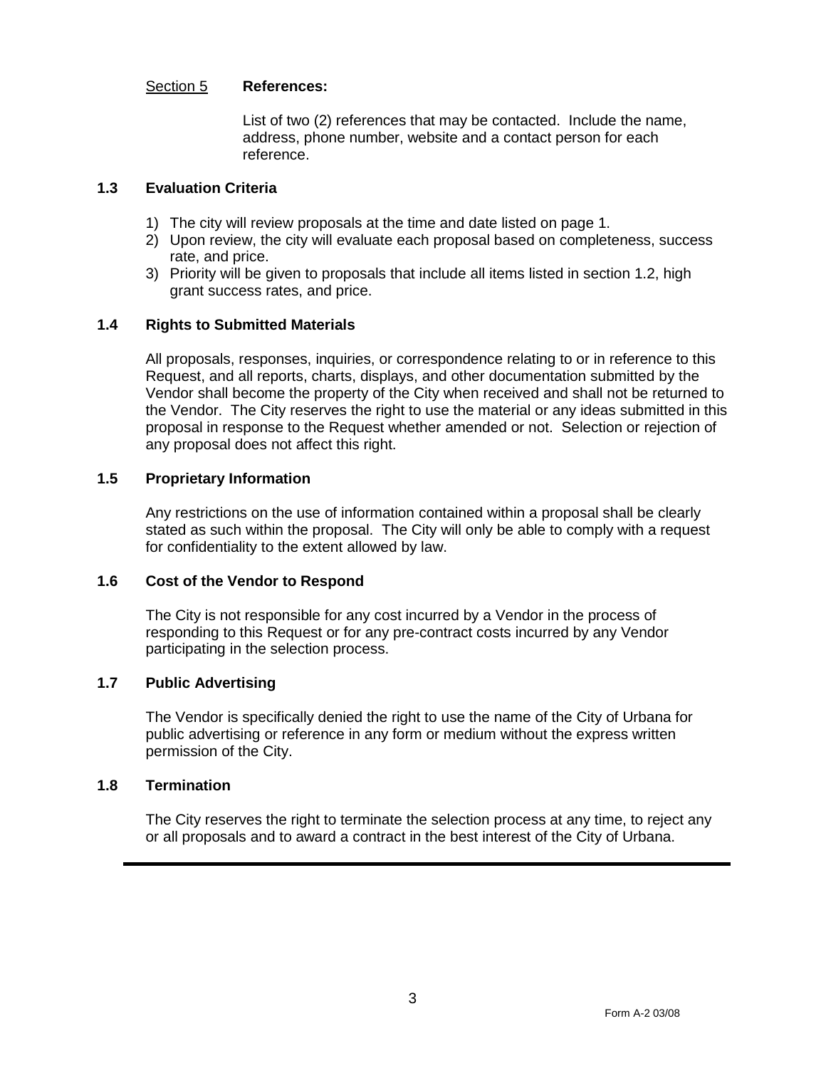Section 5 **References:**

List of two (2) references that may be contacted. Include the name, address, phone number, website and a contact person for each reference.

### 1.3 Evaluation Criteria

1) The city will review proposals at the time and date listed on page 1.
2) Upon review, the city will evaluate each proposal based on completeness, success rate, and price.
3) Priority will be given to proposals that include all items listed in section 1.2, high grant success rates, and price.

### 1.4 Rights to Submitted Materials

All proposals, responses, inquiries, or correspondence relating to or in reference to this Request, and all reports, charts, displays, and other documentation submitted by the Vendor shall become the property of the City when received and shall not be returned to the Vendor. The City reserves the right to use the material or any ideas submitted in this proposal in response to the Request whether amended or not. Selection or rejection of any proposal does not affect this right.

### 1.5 Proprietary Information

Any restrictions on the use of information contained within a proposal shall be clearly stated as such within the proposal. The City will only be able to comply with a request for confidentiality to the extent allowed by law.

### 1.6 Cost of the Vendor to Respond

The City is not responsible for any cost incurred by a Vendor in the process of responding to this Request or for any pre-contract costs incurred by any Vendor participating in the selection process.

### 1.7 Public Advertising

The Vendor is specifically denied the right to use the name of the City of Urbana for public advertising or reference in any form or medium without the express written permission of the City.

### 1.8 Termination

The City reserves the right to terminate the selection process at any time, to reject any or all proposals and to award a contract in the best interest of the City of Urbana.

---

Form A-2 03/08